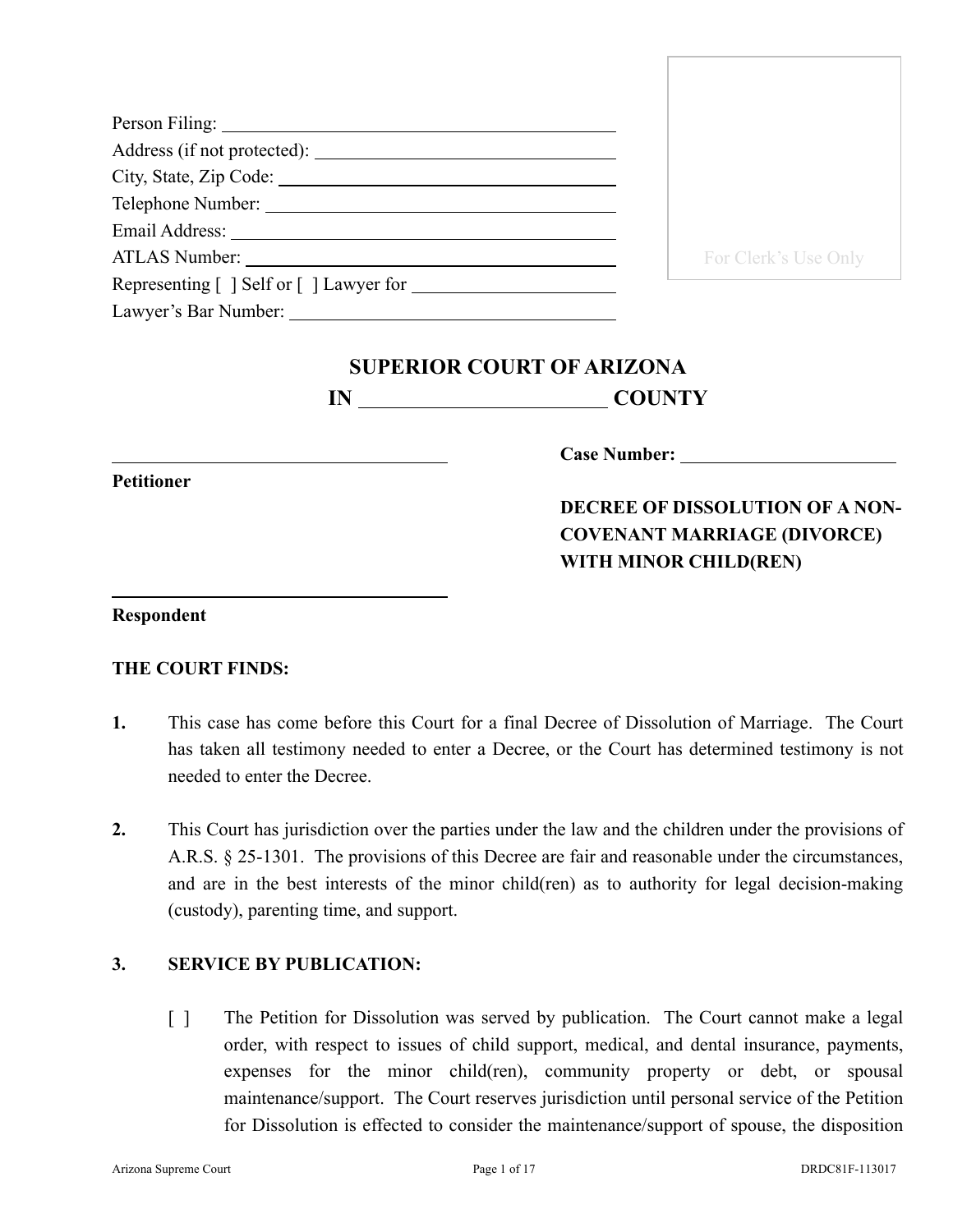Person Filing: ____________________
Address (if not protected): ____________________
City, State, Zip Code: ____________________
Telephone Number: ____________________
Email Address: ____________________
ATLAS Number: ____________________
Representing [ ] Self or [ ] Lawyer for ____________________
Lawyer's Bar Number: ____________________

For Clerk's Use Only

## SUPERIOR COURT OF ARIZONA
## IN ____________________ COUNTY

____________________
**Petitioner**

____________________
**Respondent**

**Case Number:** ____________________

**DECREE OF DISSOLUTION OF A NON-COVENANT MARRIAGE (DIVORCE) WITH MINOR CHILD(REN)**

**THE COURT FINDS:**

**1.** This case has come before this Court for a final Decree of Dissolution of Marriage. The Court has taken all testimony needed to enter a Decree, or the Court has determined testimony is not needed to enter the Decree.

**2.** This Court has jurisdiction over the parties under the law and the children under the provisions of A.R.S. § 25-1301. The provisions of this Decree are fair and reasonable under the circumstances, and are in the best interests of the minor child(ren) as to authority for legal decision-making (custody), parenting time, and support.

**3. SERVICE BY PUBLICATION:**

[ ] The Petition for Dissolution was served by publication. The Court cannot make a legal order, with respect to issues of child support, medical, and dental insurance, payments, expenses for the minor child(ren), community property or debt, or spousal maintenance/support. The Court reserves jurisdiction until personal service of the Petition for Dissolution is effected to consider the maintenance/support of spouse, the disposition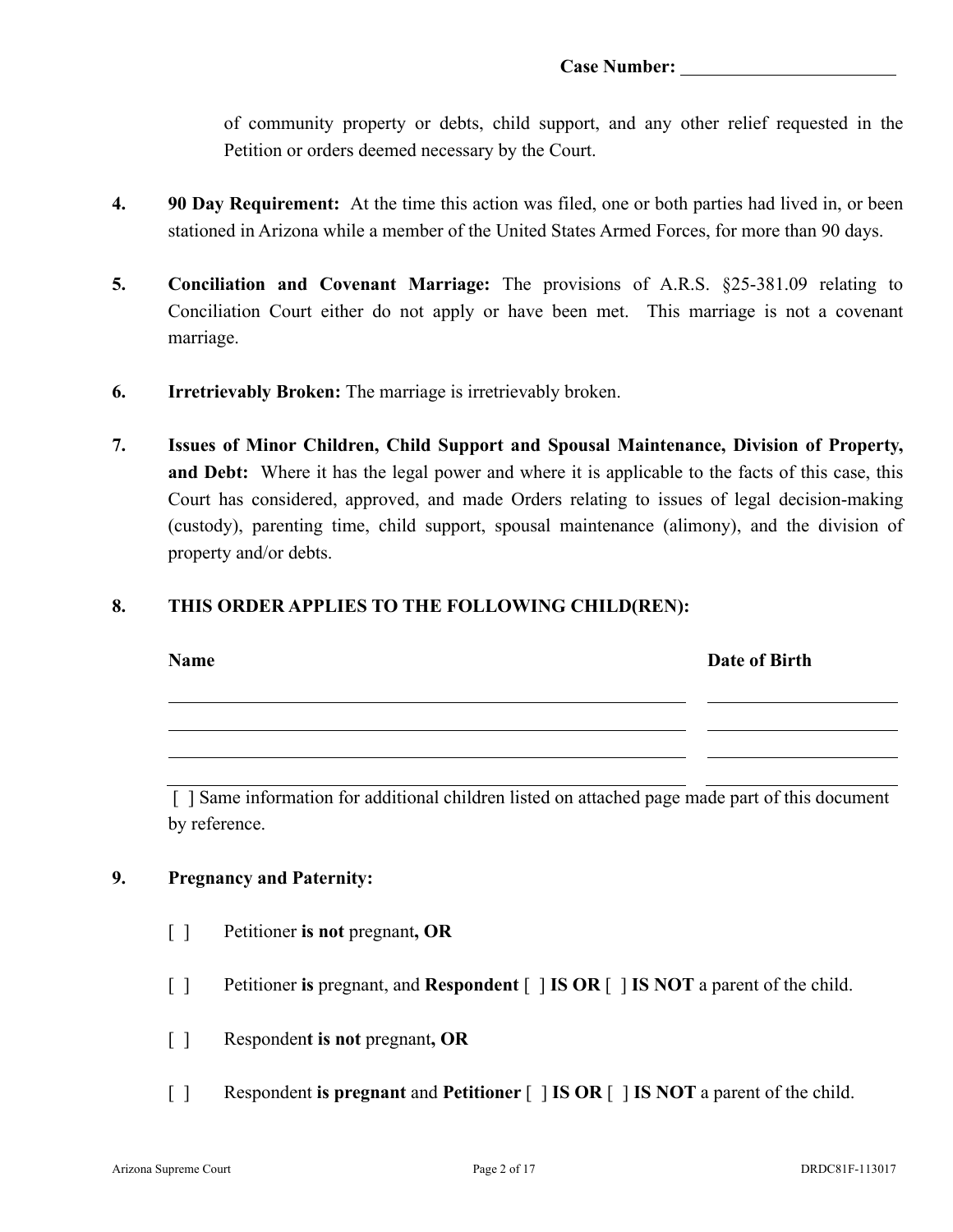**Case Number:** ______________________

of community property or debts, child support, and any other relief requested in the Petition or orders deemed necessary by the Court.

**4.** **90 Day Requirement:** At the time this action was filed, one or both parties had lived in, or been stationed in Arizona while a member of the United States Armed Forces, for more than 90 days.

**5.** **Conciliation and Covenant Marriage:** The provisions of A.R.S. §25-381.09 relating to Conciliation Court either do not apply or have been met. This marriage is not a covenant marriage.

**6.** **Irretrievably Broken:** The marriage is irretrievably broken.

**7.** **Issues of Minor Children, Child Support and Spousal Maintenance, Division of Property, and Debt:** Where it has the legal power and where it is applicable to the facts of this case, this Court has considered, approved, and made Orders relating to issues of legal decision-making (custody), parenting time, child support, spousal maintenance (alimony), and the division of property and/or debts.

**8.** **THIS ORDER APPLIES TO THE FOLLOWING CHILD(REN):**

| Name | Date of Birth |
|---|---|
| | |
| | |
| | |
| | |

[ ] Same information for additional children listed on attached page made part of this document by reference.

**9.** **Pregnancy and Paternity:**

[ ] Petitioner **is not** pregnant**, OR**

[ ] Petitioner **is** pregnant, and **Respondent** [ ] **IS OR** [ ] **IS NOT** a parent of the child.

[ ] Responden**t is not** pregnant**, OR**

[ ] Respondent **is pregnant** and **Petitioner** [ ] **IS OR** [ ] **IS NOT** a parent of the child.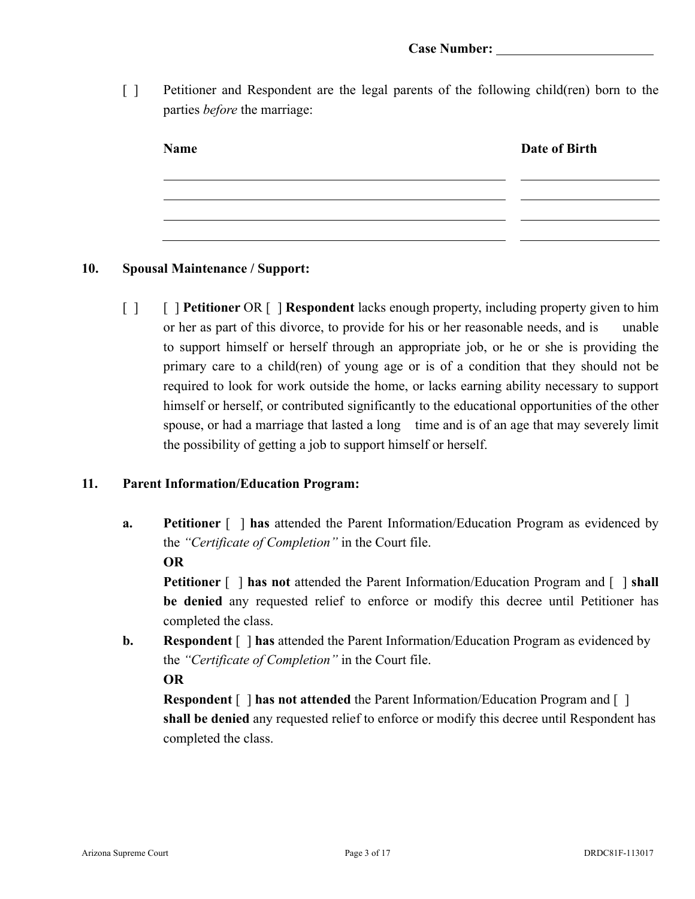Case Number: ______________________

[ ] Petitioner and Respondent are the legal parents of the following child(ren) born to the parties *before* the marriage:

| **Name** | **Date of Birth** |
|---|---|
| | |
| | |
| | |
| | |

**10. Spousal Maintenance / Support:**

[ ] [ ] **Petitioner** OR [ ] **Respondent** lacks enough property, including property given to him or her as part of this divorce, to provide for his or her reasonable needs, and is unable to support himself or herself through an appropriate job, or he or she is providing the primary care to a child(ren) of young age or is of a condition that they should not be required to look for work outside the home, or lacks earning ability necessary to support himself or herself, or contributed significantly to the educational opportunities of the other spouse, or had a marriage that lasted a long time and is of an age that may severely limit the possibility of getting a job to support himself or herself.

**11. Parent Information/Education Program:**

**a.** **Petitioner** [ ] **has** attended the Parent Information/Education Program as evidenced by the *"Certificate of Completion"* in the Court file.

**OR**

**Petitioner** [ ] **has not** attended the Parent Information/Education Program and [ ] **shall be denied** any requested relief to enforce or modify this decree until Petitioner has completed the class.

**b.** **Respondent** [ ] **has** attended the Parent Information/Education Program as evidenced by the *"Certificate of Completion"* in the Court file.

**OR**

**Respondent** [ ] **has not attended** the Parent Information/Education Program and [ ] **shall be denied** any requested relief to enforce or modify this decree until Respondent has completed the class.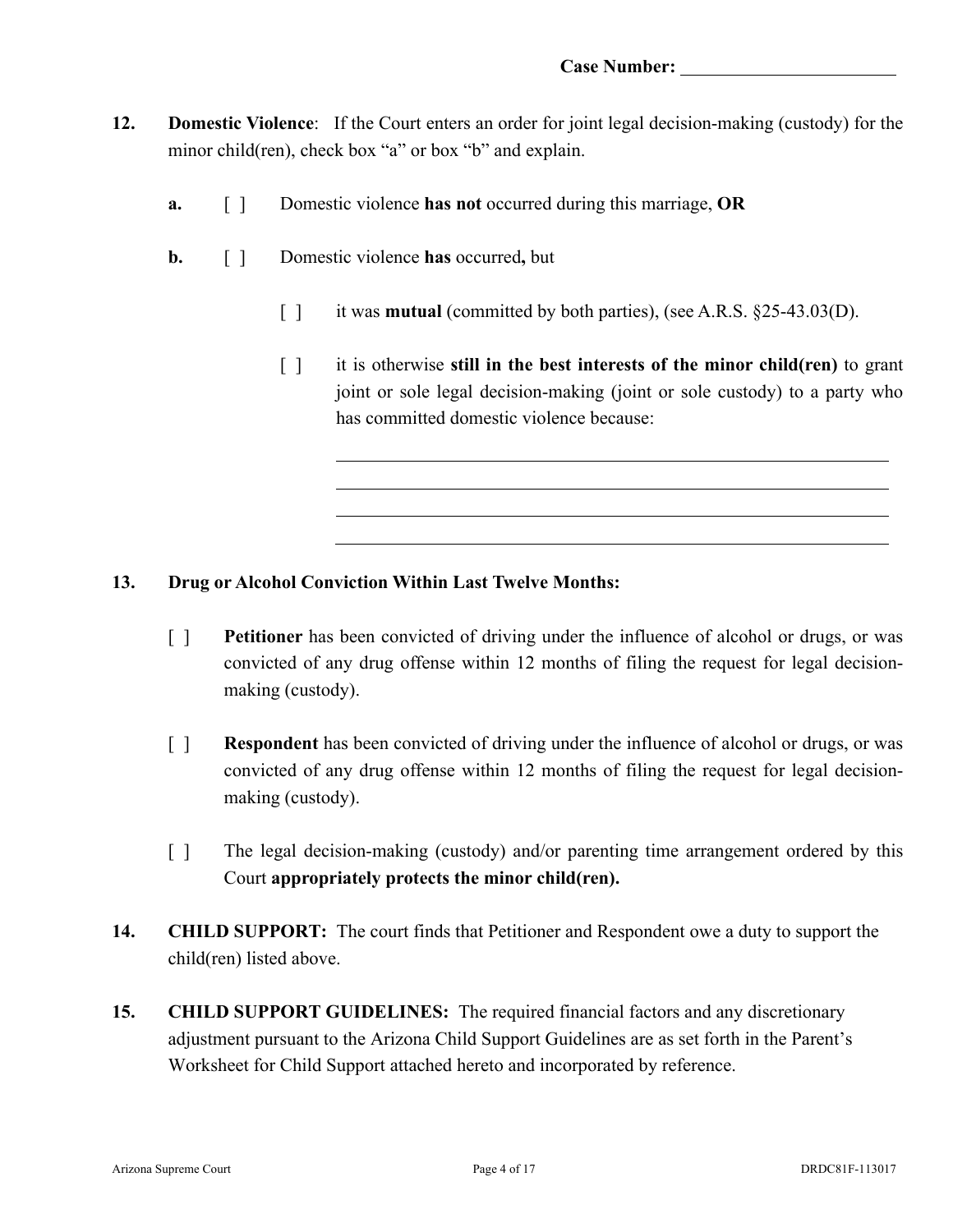**Case Number:** ______________________

**12.** **Domestic Violence**: If the Court enters an order for joint legal decision-making (custody) for the minor child(ren), check box "a" or box "b" and explain.

**a.** [ ] Domestic violence **has not** occurred during this marriage, **OR**

**b.** [ ] Domestic violence **has** occurred**,** but

[ ] it was **mutual** (committed by both parties), (see A.R.S. §25-43.03(D).

[ ] it is otherwise **still in the best interests of the minor child(ren)** to grant joint or sole legal decision-making (joint or sole custody) to a party who has committed domestic violence because:

______________________________________________________________

______________________________________________________________

______________________________________________________________

______________________________________________________________

**13.** **Drug or Alcohol Conviction Within Last Twelve Months:**

[ ] **Petitioner** has been convicted of driving under the influence of alcohol or drugs, or was convicted of any drug offense within 12 months of filing the request for legal decision-making (custody).

[ ] **Respondent** has been convicted of driving under the influence of alcohol or drugs, or was convicted of any drug offense within 12 months of filing the request for legal decision-making (custody).

[ ] The legal decision-making (custody) and/or parenting time arrangement ordered by this Court **appropriately protects the minor child(ren).**

**14.** **CHILD SUPPORT:** The court finds that Petitioner and Respondent owe a duty to support the child(ren) listed above.

**15.** **CHILD SUPPORT GUIDELINES:** The required financial factors and any discretionary adjustment pursuant to the Arizona Child Support Guidelines are as set forth in the Parent's Worksheet for Child Support attached hereto and incorporated by reference.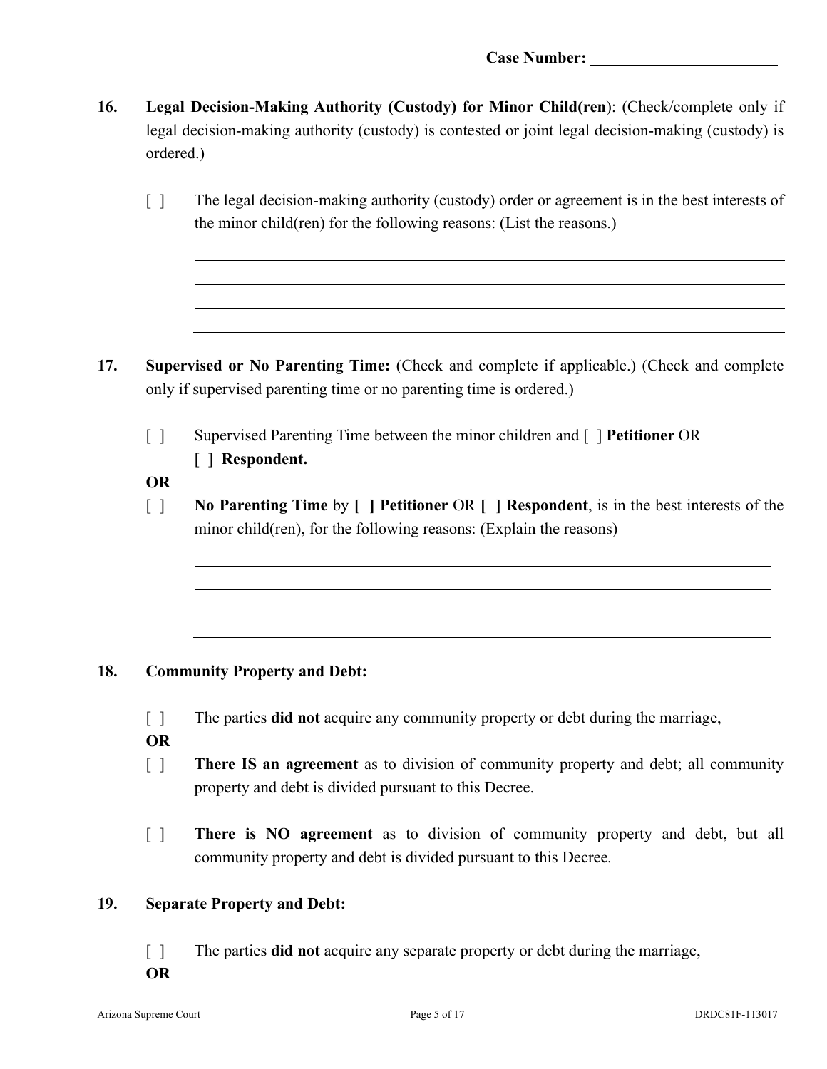Case Number: ______________________

**16. Legal Decision-Making Authority (Custody) for Minor Child(ren)**: (Check/complete only if legal decision-making authority (custody) is contested or joint legal decision-making (custody) is ordered.)

[ ] The legal decision-making authority (custody) order or agreement is in the best interests of the minor child(ren) for the following reasons: (List the reasons.)

______________________________________________________________________

______________________________________________________________________

______________________________________________________________________

______________________________________________________________________

**17. Supervised or No Parenting Time:** (Check and complete if applicable.) (Check and complete only if supervised parenting time or no parenting time is ordered.)

[ ] Supervised Parenting Time between the minor children and [ ] **Petitioner** OR [ ] **Respondent.**

**OR**

[ ] **No Parenting Time** by **[ ] Petitioner** OR **[ ] Respondent**, is in the best interests of the minor child(ren), for the following reasons: (Explain the reasons)

______________________________________________________________________

______________________________________________________________________

______________________________________________________________________

______________________________________________________________________

**18. Community Property and Debt:**

[ ] The parties **did not** acquire any community property or debt during the marriage,

**OR**

[ ] **There IS an agreement** as to division of community property and debt; all community property and debt is divided pursuant to this Decree.

[ ] **There is NO agreement** as to division of community property and debt, but all community property and debt is divided pursuant to this Decree.

**19. Separate Property and Debt:**

[ ] The parties **did not** acquire any separate property or debt during the marriage,

**OR**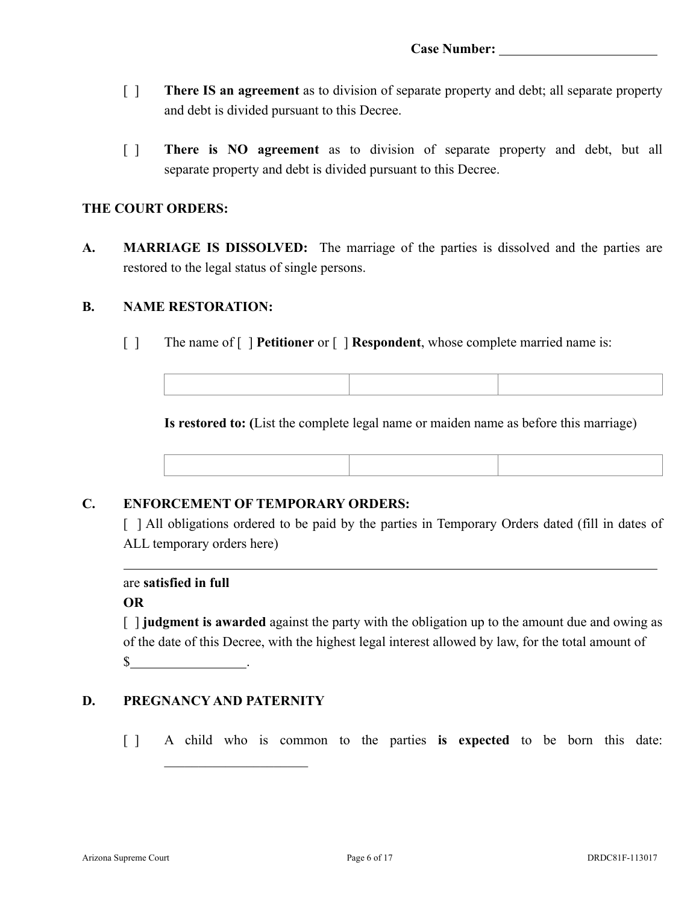**Case Number:** ________________________

[ ] **There IS an agreement** as to division of separate property and debt; all separate property and debt is divided pursuant to this Decree.

[ ] **There is NO agreement** as to division of separate property and debt, but all separate property and debt is divided pursuant to this Decree.

**THE COURT ORDERS:**

**A. MARRIAGE IS DISSOLVED:** The marriage of the parties is dissolved and the parties are restored to the legal status of single persons.

**B. NAME RESTORATION:**

[ ] The name of [ ] **Petitioner** or [ ] **Respondent**, whose complete married name is:

| | | |
|---|---|---|
| | | |

**Is restored to: (**List the complete legal name or maiden name as before this marriage)

| | | |
|---|---|---|
| | | |

**C. ENFORCEMENT OF TEMPORARY ORDERS:**

[ ] All obligations ordered to be paid by the parties in Temporary Orders dated (fill in dates of ALL temporary orders here)

________________________________________________________________________

are **satisfied in full**

**OR**

[ ] **judgment is awarded** against the party with the obligation up to the amount due and owing as of the date of this Decree, with the highest legal interest allowed by law, for the total amount of $________________.

**D. PREGNANCY AND PATERNITY**

[ ] A child who is common to the parties **is expected** to be born this date: ____________________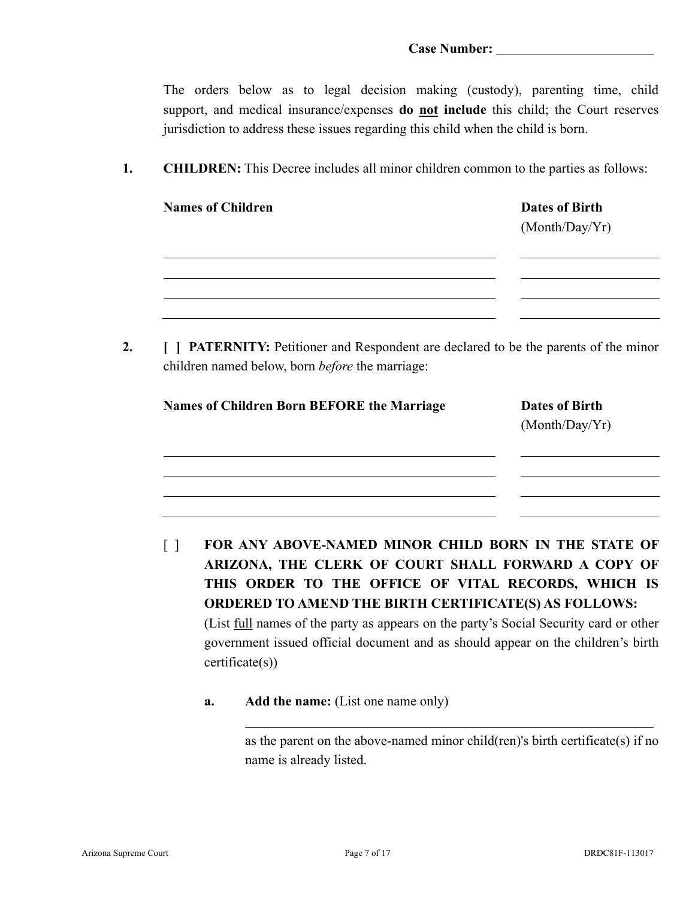**Case Number:** ______________________

The orders below as to legal decision making (custody), parenting time, child support, and medical insurance/expenses **do <u>not</u> include** this child; the Court reserves jurisdiction to address these issues regarding this child when the child is born.

**1. CHILDREN:** This Decree includes all minor children common to the parties as follows:

| **Names of Children** | **Dates of Birth** (Month/Day/Yr) |
|---|---|
| | |
| | |
| | |
| | |

**2. [ ] PATERNITY:** Petitioner and Respondent are declared to be the parents of the minor children named below, born *before* the marriage:

| **Names of Children Born BEFORE the Marriage** | **Dates of Birth** (Month/Day/Yr) |
|---|---|
| | |
| | |
| | |
| | |

[ ] **FOR ANY ABOVE-NAMED MINOR CHILD BORN IN THE STATE OF ARIZONA, THE CLERK OF COURT SHALL FORWARD A COPY OF THIS ORDER TO THE OFFICE OF VITAL RECORDS, WHICH IS ORDERED TO AMEND THE BIRTH CERTIFICATE(S) AS FOLLOWS:** (List <u>full</u> names of the party as appears on the party's Social Security card or other government issued official document and as should appear on the children's birth certificate(s))

**a. Add the name:** (List one name only)

______________________________________________

as the parent on the above-named minor child(ren)'s birth certificate(s) if no name is already listed.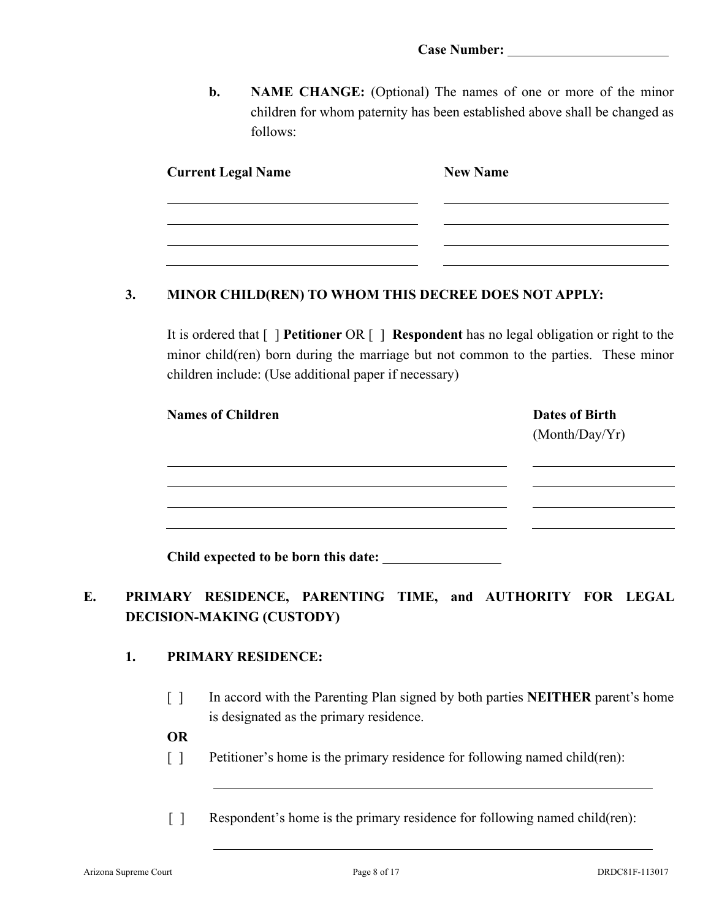**Case Number:** ______________________

**b.** **NAME CHANGE:** (Optional) The names of one or more of the minor children for whom paternity has been established above shall be changed as follows:

| Current Legal Name | New Name |
| --- | --- |
| | |
| | |
| | |
| | |

**3. MINOR CHILD(REN) TO WHOM THIS DECREE DOES NOT APPLY:**

It is ordered that [ ] **Petitioner** OR [ ] **Respondent** has no legal obligation or right to the minor child(ren) born during the marriage but not common to the parties. These minor children include: (Use additional paper if necessary)

| Names of Children | Dates of Birth (Month/Day/Yr) |
| --- | --- |
| | |
| | |
| | |
| | |

**Child expected to be born this date:** ________________

## E. PRIMARY RESIDENCE, PARENTING TIME, and AUTHORITY FOR LEGAL DECISION-MAKING (CUSTODY)

**1. PRIMARY RESIDENCE:**

[ ] In accord with the Parenting Plan signed by both parties **NEITHER** parent's home is designated as the primary residence.

**OR**

[ ] Petitioner's home is the primary residence for following named child(ren):

_______________________________________________

[ ] Respondent's home is the primary residence for following named child(ren):

_______________________________________________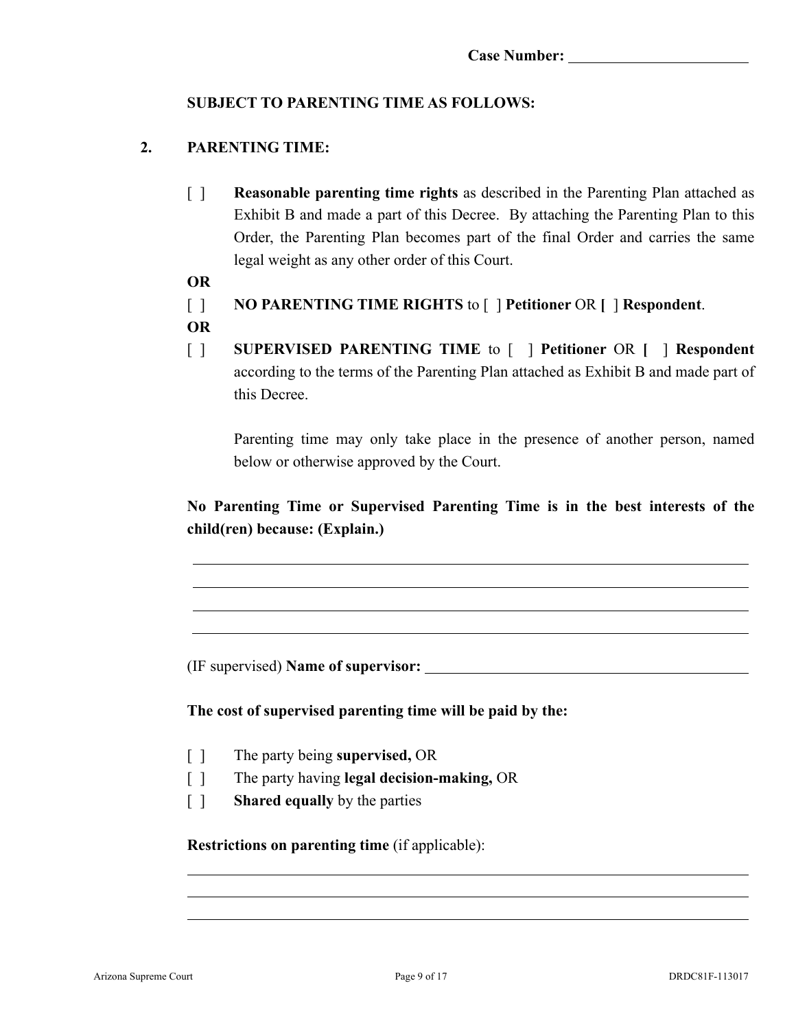Case Number: ______________________

**SUBJECT TO PARENTING TIME AS FOLLOWS:**

**2. PARENTING TIME:**

[ ] **Reasonable parenting time rights** as described in the Parenting Plan attached as Exhibit B and made a part of this Decree. By attaching the Parenting Plan to this Order, the Parenting Plan becomes part of the final Order and carries the same legal weight as any other order of this Court.

**OR**

[ ] **NO PARENTING TIME RIGHTS** to [ ] **Petitioner** OR **[** ] **Respondent**.

**OR**

[ ] **SUPERVISED PARENTING TIME** to [ ] **Petitioner** OR **[** ] **Respondent** according to the terms of the Parenting Plan attached as Exhibit B and made part of this Decree.

Parenting time may only take place in the presence of another person, named below or otherwise approved by the Court.

**No Parenting Time or Supervised Parenting Time is in the best interests of the child(ren) because: (Explain.)**

______________________________________________________________________________

______________________________________________________________________________

______________________________________________________________________________

______________________________________________________________________________

(IF supervised) **Name of supervisor:** ______________________________________

**The cost of supervised parenting time will be paid by the:**

[ ] The party being **supervised,** OR

[ ] The party having **legal decision-making,** OR

[ ] **Shared equally** by the parties

**Restrictions on parenting time** (if applicable):

______________________________________________________________________________

______________________________________________________________________________

______________________________________________________________________________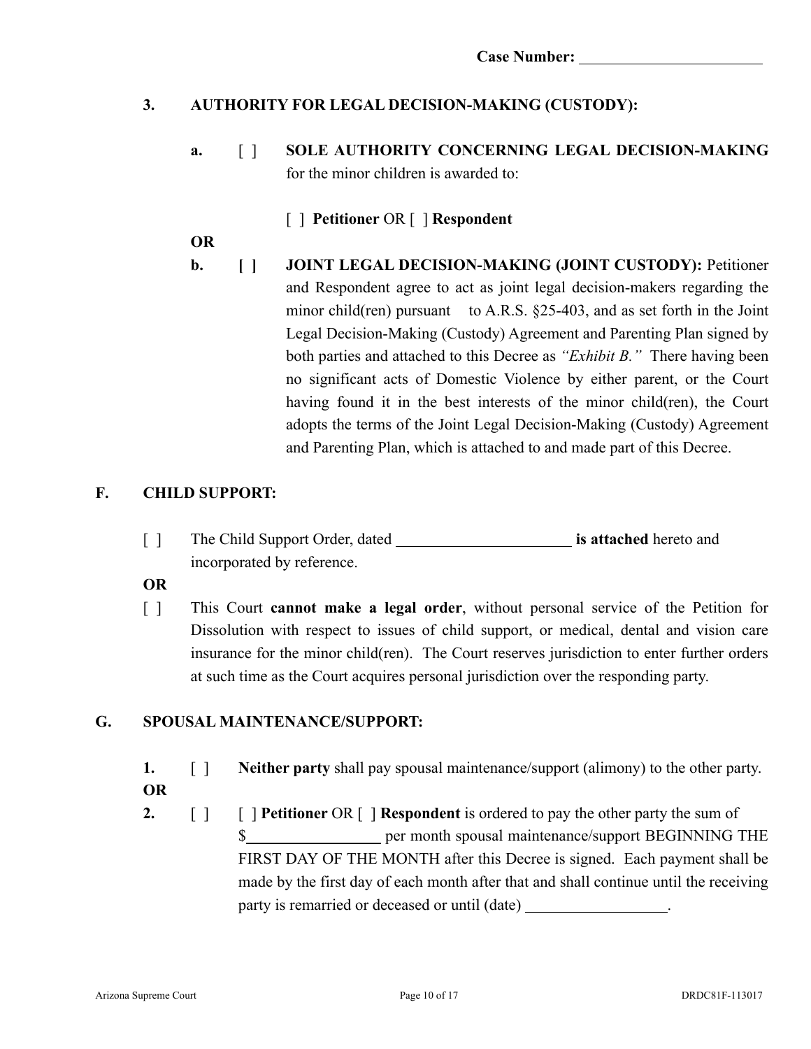**Case Number:** ______________________

**3. AUTHORITY FOR LEGAL DECISION-MAKING (CUSTODY):**

**a.** [ ] **SOLE AUTHORITY CONCERNING LEGAL DECISION-MAKING** for the minor children is awarded to:

[ ] **Petitioner** OR [ ] **Respondent**

**OR**

**b.** **[ ]** **JOINT LEGAL DECISION-MAKING (JOINT CUSTODY):** Petitioner and Respondent agree to act as joint legal decision-makers regarding the minor child(ren) pursuant to A.R.S. §25-403, and as set forth in the Joint Legal Decision-Making (Custody) Agreement and Parenting Plan signed by both parties and attached to this Decree as *"Exhibit B."* There having been no significant acts of Domestic Violence by either parent, or the Court having found it in the best interests of the minor child(ren), the Court adopts the terms of the Joint Legal Decision-Making (Custody) Agreement and Parenting Plan, which is attached to and made part of this Decree.

**F. CHILD SUPPORT:**

[ ] The Child Support Order, dated ______________________ **is attached** hereto and incorporated by reference.

**OR**

[ ] This Court **cannot make a legal order**, without personal service of the Petition for Dissolution with respect to issues of child support, or medical, dental and vision care insurance for the minor child(ren). The Court reserves jurisdiction to enter further orders at such time as the Court acquires personal jurisdiction over the responding party.

**G. SPOUSAL MAINTENANCE/SUPPORT:**

**1.** [ ] **Neither party** shall pay spousal maintenance/support (alimony) to the other party.

**OR**

**2.** [ ] [ ] **Petitioner** OR [ ] **Respondent** is ordered to pay the other party the sum of $________________ per month spousal maintenance/support BEGINNING THE FIRST DAY OF THE MONTH after this Decree is signed. Each payment shall be made by the first day of each month after that and shall continue until the receiving party is remarried or deceased or until (date) __________________.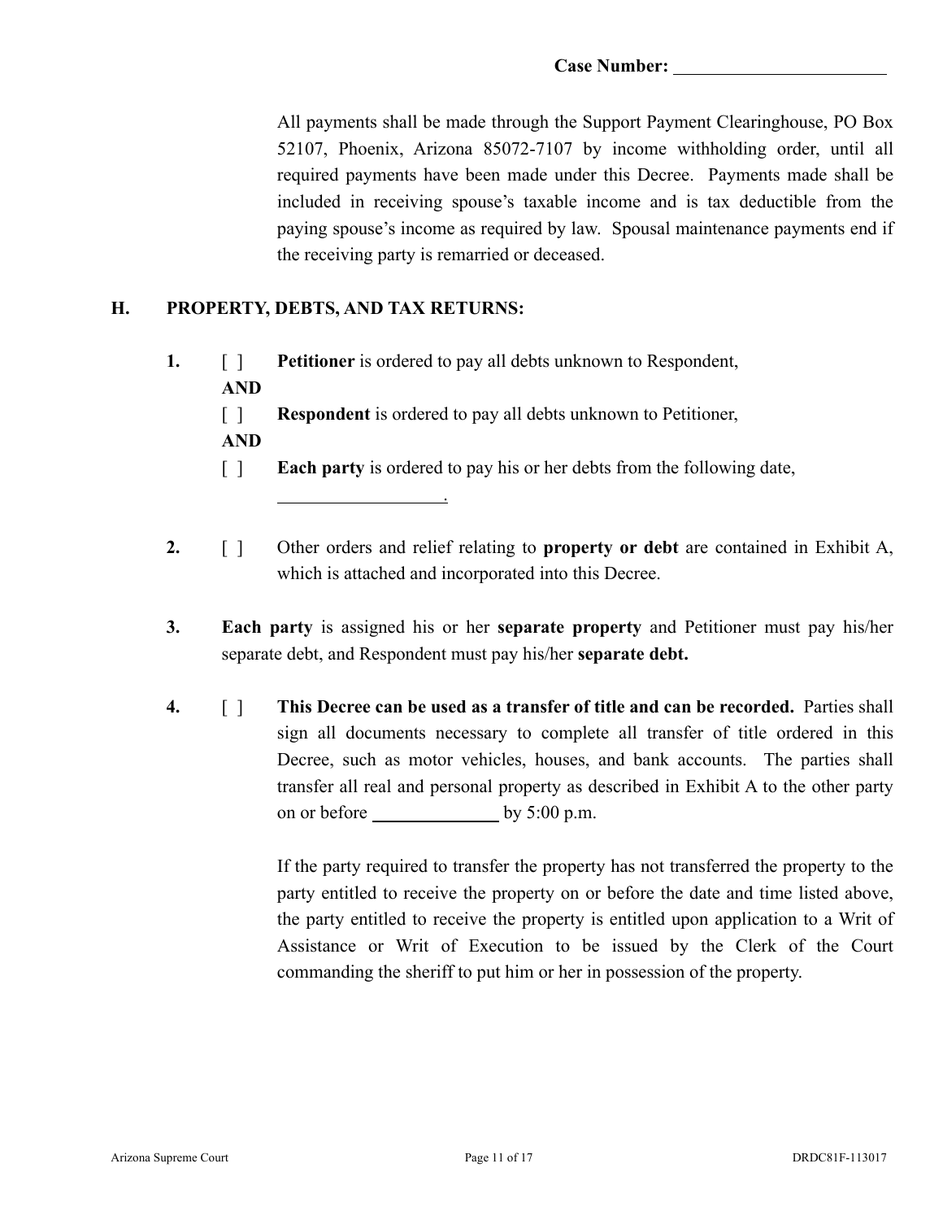Case Number: ____________________

All payments shall be made through the Support Payment Clearinghouse, PO Box 52107, Phoenix, Arizona 85072-7107 by income withholding order, until all required payments have been made under this Decree. Payments made shall be included in receiving spouse's taxable income and is tax deductible from the paying spouse's income as required by law. Spousal maintenance payments end if the receiving party is remarried or deceased.

## H. PROPERTY, DEBTS, AND TAX RETURNS:

**1.** [ ] **Petitioner** is ordered to pay all debts unknown to Respondent,

**AND**

[ ] **Respondent** is ordered to pay all debts unknown to Petitioner,

**AND**

[ ] **Each party** is ordered to pay his or her debts from the following date, ________________.

**2.** [ ] Other orders and relief relating to **property or debt** are contained in Exhibit A, which is attached and incorporated into this Decree.

**3.** **Each party** is assigned his or her **separate property** and Petitioner must pay his/her separate debt, and Respondent must pay his/her **separate debt.**

**4.** [ ] **This Decree can be used as a transfer of title and can be recorded.** Parties shall sign all documents necessary to complete all transfer of title ordered in this Decree, such as motor vehicles, houses, and bank accounts. The parties shall transfer all real and personal property as described in Exhibit A to the other party on or before ____________ by 5:00 p.m.

If the party required to transfer the property has not transferred the property to the party entitled to receive the property on or before the date and time listed above, the party entitled to receive the property is entitled upon application to a Writ of Assistance or Writ of Execution to be issued by the Clerk of the Court commanding the sheriff to put him or her in possession of the property.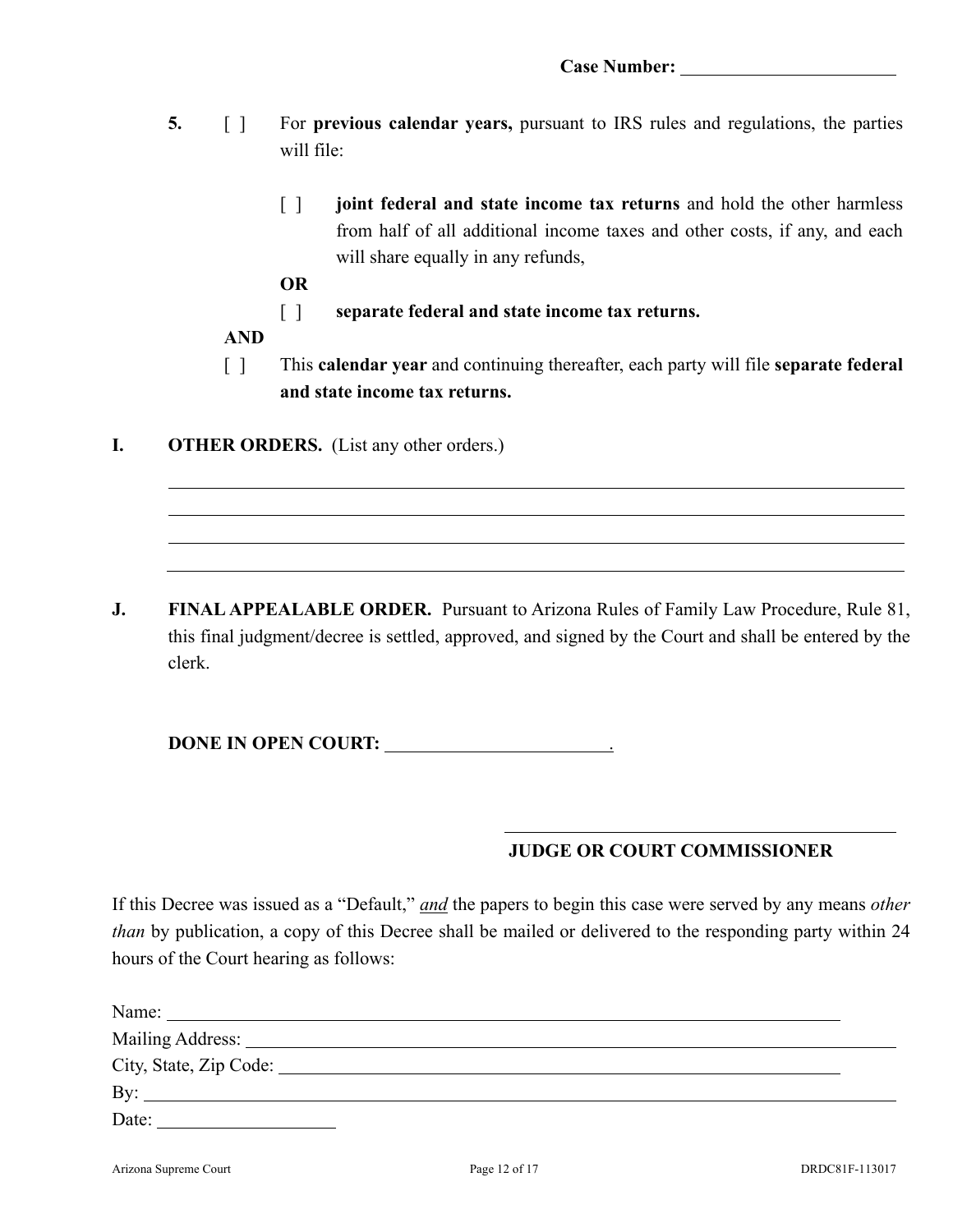**Case Number:** \_\_\_\_\_\_\_\_\_\_\_\_\_\_\_\_\_\_\_\_\_\_\_\_

**5.** [ ] For **previous calendar years,** pursuant to IRS rules and regulations, the parties will file:

[ ] **joint federal and state income tax returns** and hold the other harmless from half of all additional income taxes and other costs, if any, and each will share equally in any refunds,

**OR**

[ ] **separate federal and state income tax returns.**

**AND**

[ ] This **calendar year** and continuing thereafter, each party will file **separate federal and state income tax returns.**

**I. OTHER ORDERS.** (List any other orders.)

\_\_\_\_\_\_\_\_\_\_\_\_\_\_\_\_\_\_\_\_\_\_\_\_\_\_\_\_\_\_\_\_\_\_\_\_\_\_\_\_\_\_\_\_\_\_\_\_\_\_\_\_\_\_\_\_\_\_\_\_\_\_\_\_\_\_\_\_\_\_

\_\_\_\_\_\_\_\_\_\_\_\_\_\_\_\_\_\_\_\_\_\_\_\_\_\_\_\_\_\_\_\_\_\_\_\_\_\_\_\_\_\_\_\_\_\_\_\_\_\_\_\_\_\_\_\_\_\_\_\_\_\_\_\_\_\_\_\_\_\_

\_\_\_\_\_\_\_\_\_\_\_\_\_\_\_\_\_\_\_\_\_\_\_\_\_\_\_\_\_\_\_\_\_\_\_\_\_\_\_\_\_\_\_\_\_\_\_\_\_\_\_\_\_\_\_\_\_\_\_\_\_\_\_\_\_\_\_\_\_\_

\_\_\_\_\_\_\_\_\_\_\_\_\_\_\_\_\_\_\_\_\_\_\_\_\_\_\_\_\_\_\_\_\_\_\_\_\_\_\_\_\_\_\_\_\_\_\_\_\_\_\_\_\_\_\_\_\_\_\_\_\_\_\_\_\_\_\_\_\_\_

**J. FINAL APPEALABLE ORDER.** Pursuant to Arizona Rules of Family Law Procedure, Rule 81, this final judgment/decree is settled, approved, and signed by the Court and shall be entered by the clerk.

**DONE IN OPEN COURT:** \_\_\_\_\_\_\_\_\_\_\_\_\_\_\_\_\_\_\_\_\_\_\_\_.

\_\_\_\_\_\_\_\_\_\_\_\_\_\_\_\_\_\_\_\_\_\_\_\_\_\_\_\_\_\_\_\_\_\_\_\_\_\_

**JUDGE OR COURT COMMISSIONER**

If this Decree was issued as a "Default," ***and*** the papers to begin this case were served by any means *other than* by publication, a copy of this Decree shall be mailed or delivered to the responding party within 24 hours of the Court hearing as follows:

Name: \_\_\_\_\_\_\_\_\_\_\_\_\_\_\_\_\_\_\_\_\_\_\_\_\_\_\_\_\_\_\_\_\_\_\_\_\_\_\_\_\_\_\_\_\_\_\_\_\_\_\_\_\_\_\_\_\_\_\_\_\_\_
Mailing Address: \_\_\_\_\_\_\_\_\_\_\_\_\_\_\_\_\_\_\_\_\_\_\_\_\_\_\_\_\_\_\_\_\_\_\_\_\_\_\_\_\_\_\_\_\_\_\_\_\_\_\_\_\_\_\_\_\_\_
City, State, Zip Code: \_\_\_\_\_\_\_\_\_\_\_\_\_\_\_\_\_\_\_\_\_\_\_\_\_\_\_\_\_\_\_\_\_\_\_\_\_\_\_\_\_\_\_\_\_\_\_\_\_\_
By: \_\_\_\_\_\_\_\_\_\_\_\_\_\_\_\_\_\_\_\_\_\_\_\_\_\_\_\_\_\_\_\_\_\_\_\_\_\_\_\_\_\_\_\_\_\_\_\_\_\_\_\_\_\_\_\_\_\_\_\_\_\_\_\_\_\_\_\_
Date: \_\_\_\_\_\_\_\_\_\_\_\_\_\_\_\_\_\_\_\_

Arizona Supreme Court DRDC81F-113017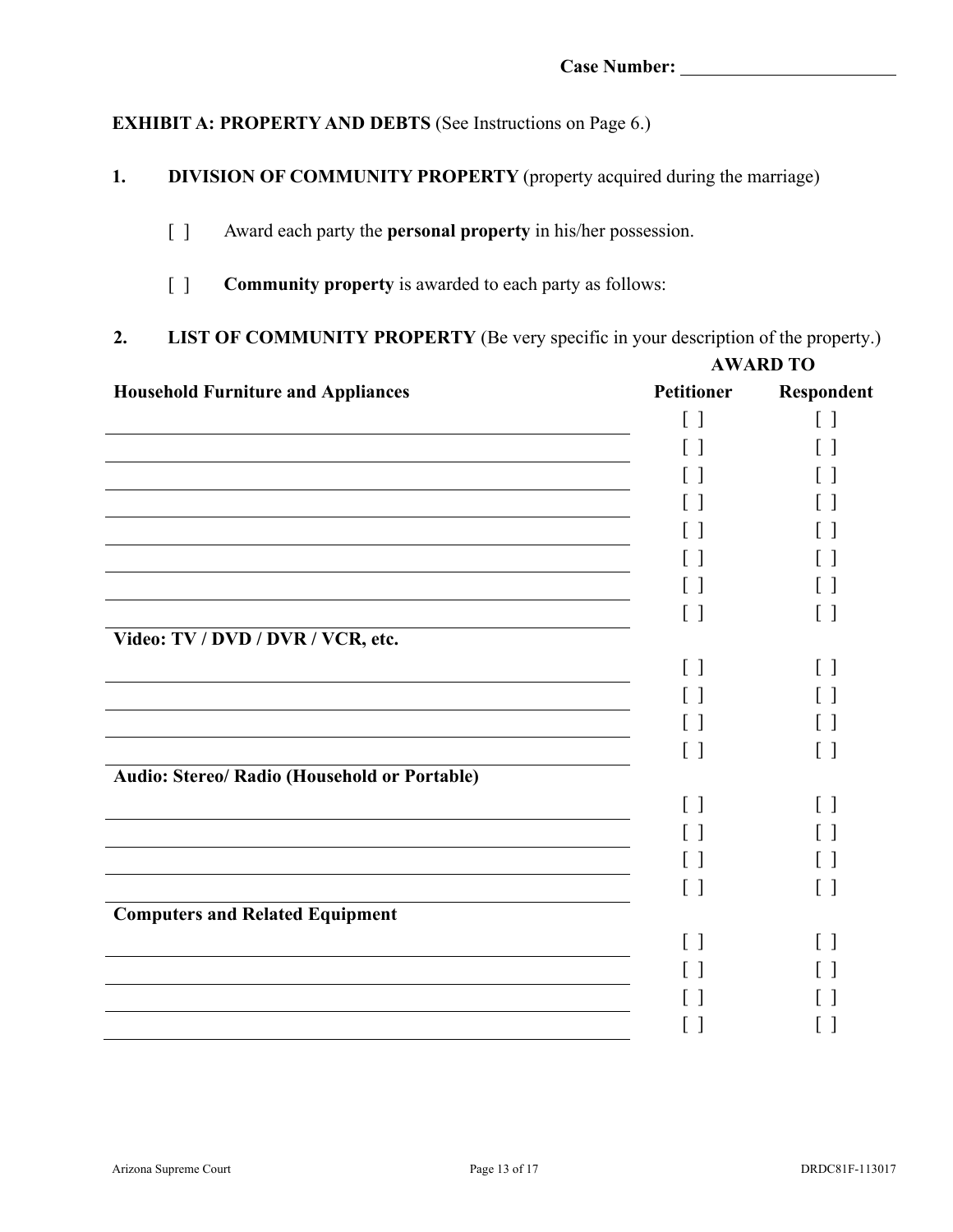Case Number: ______________________

**EXHIBIT A: PROPERTY AND DEBTS** (See Instructions on Page 6.)

**1. DIVISION OF COMMUNITY PROPERTY** (property acquired during the marriage)

[ ] Award each party the **personal property** in his/her possession.

[ ] **Community property** is awarded to each party as follows:

**2. LIST OF COMMUNITY PROPERTY** (Be very specific in your description of the property.)

| | **AWARD TO** | |
|---|---|---|
| **Household Furniture and Appliances** | **Petitioner** | **Respondent** |
| ______________________________ | [ ] | [ ] |
| ______________________________ | [ ] | [ ] |
| ______________________________ | [ ] | [ ] |
| ______________________________ | [ ] | [ ] |
| ______________________________ | [ ] | [ ] |
| ______________________________ | [ ] | [ ] |
| ______________________________ | [ ] | [ ] |
| ______________________________ | [ ] | [ ] |
| **Video: TV / DVD / DVR / VCR, etc.** | | |
| ______________________________ | [ ] | [ ] |
| ______________________________ | [ ] | [ ] |
| ______________________________ | [ ] | [ ] |
| ______________________________ | [ ] | [ ] |
| **Audio: Stereo/ Radio (Household or Portable)** | | |
| ______________________________ | [ ] | [ ] |
| ______________________________ | [ ] | [ ] |
| ______________________________ | [ ] | [ ] |
| ______________________________ | [ ] | [ ] |
| **Computers and Related Equipment** | | |
| ______________________________ | [ ] | [ ] |
| ______________________________ | [ ] | [ ] |
| ______________________________ | [ ] | [ ] |
| ______________________________ | [ ] | [ ] |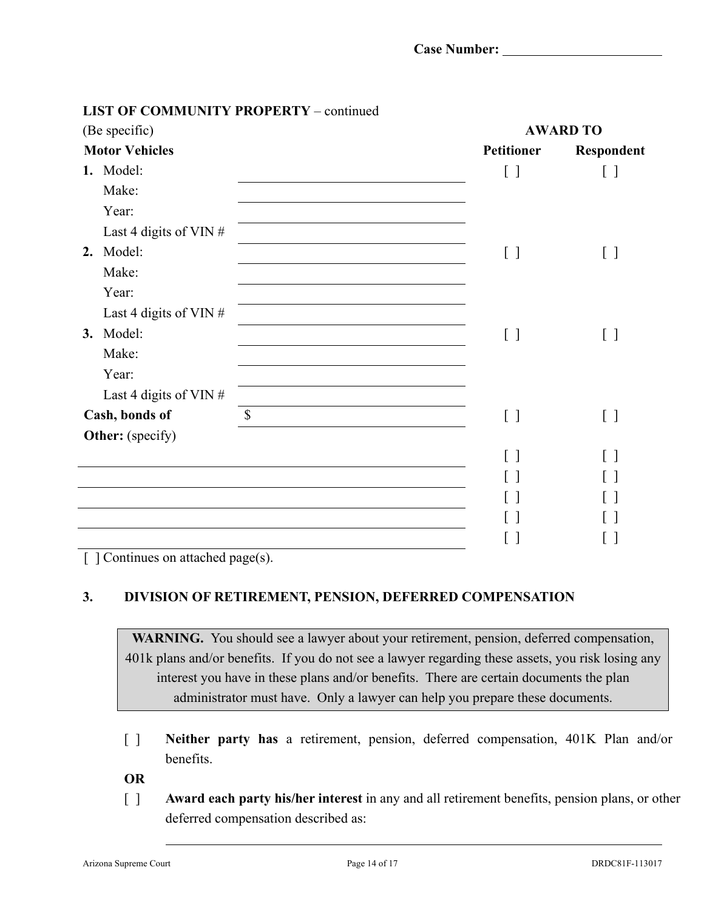Case Number: ______________________

**LIST OF COMMUNITY PROPERTY** – continued

| (Be specific) | | AWARD TO | |
|---|---|---|---|
| **Motor Vehicles** | | **Petitioner** | **Respondent** |
| **1.** Model: | ______________________ | [ ] | [ ] |
| Make: | ______________________ | | |
| Year: | ______________________ | | |
| Last 4 digits of VIN # | ______________________ | | |
| **2.** Model: | ______________________ | [ ] | [ ] |
| Make: | ______________________ | | |
| Year: | ______________________ | | |
| Last 4 digits of VIN # | ______________________ | | |
| **3.** Model: | ______________________ | [ ] | [ ] |
| Make: | ______________________ | | |
| Year: | ______________________ | | |
| Last 4 digits of VIN # | ______________________ | | |
| **Cash, bonds of** | $ ______________________ | [ ] | [ ] |
| **Other:** (specify) | | | |
| ______________________ | | [ ] | [ ] |
| ______________________ | | [ ] | [ ] |
| ______________________ | | [ ] | [ ] |
| ______________________ | | [ ] | [ ] |
| ______________________ | | [ ] | [ ] |

[ ] Continues on attached page(s).

**3. DIVISION OF RETIREMENT, PENSION, DEFERRED COMPENSATION**

> **WARNING.** You should see a lawyer about your retirement, pension, deferred compensation, 401k plans and/or benefits. If you do not see a lawyer regarding these assets, you risk losing any interest you have in these plans and/or benefits. There are certain documents the plan administrator must have. Only a lawyer can help you prepare these documents.

[ ] **Neither party has** a retirement, pension, deferred compensation, 401K Plan and/or benefits.

**OR**

[ ] **Award each party his/her interest** in any and all retirement benefits, pension plans, or other deferred compensation described as:

______________________________________________________________________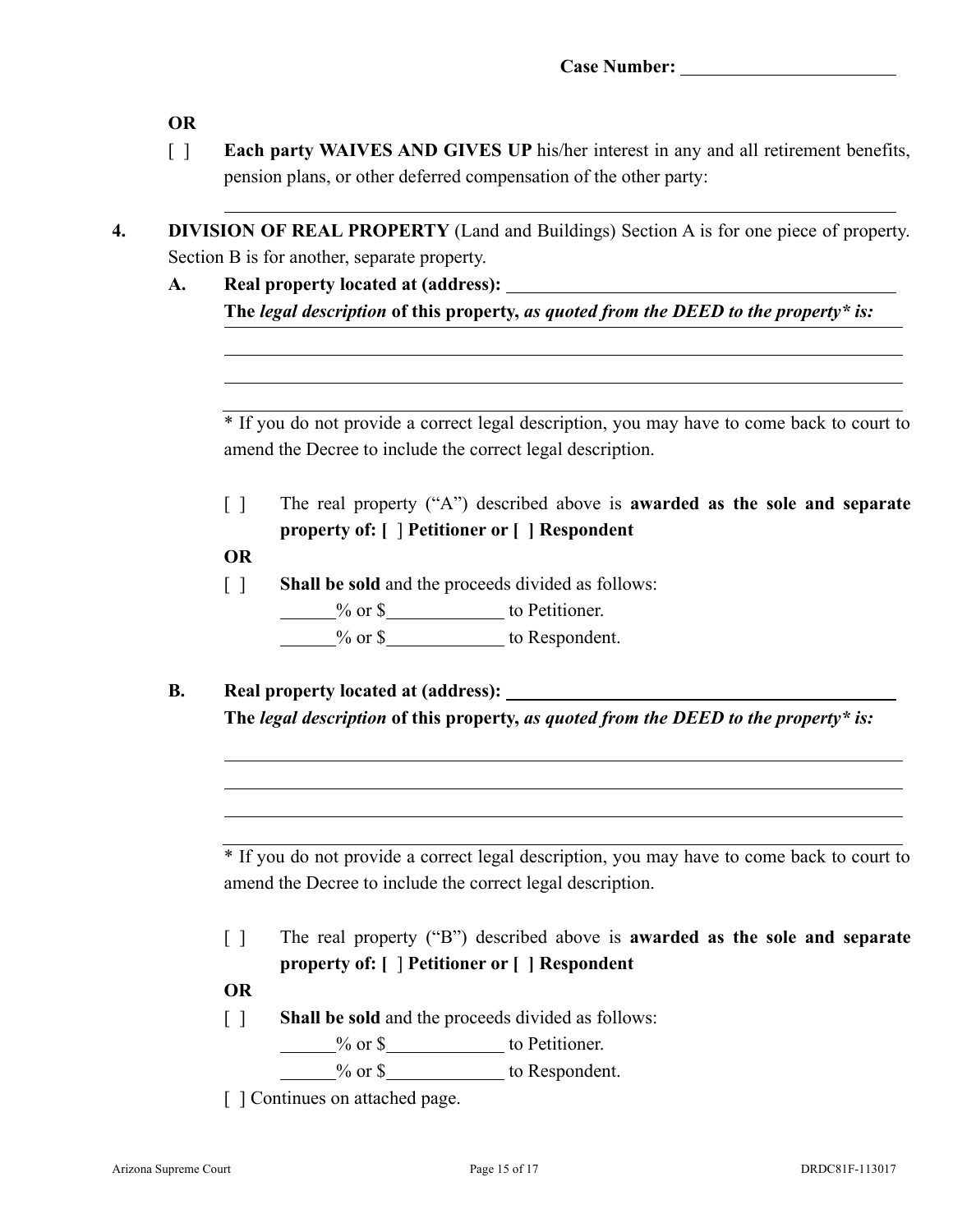Case Number: ______________________

**OR**

[ ] **Each party WAIVES AND GIVES UP** his/her interest in any and all retirement benefits, pension plans, or other deferred compensation of the other party:

______________________________________________________________________

**4. DIVISION OF REAL PROPERTY** (Land and Buildings) Section A is for one piece of property. Section B is for another, separate property.

**A. Real property located at (address):** ______________________________________

**The** ***legal description*** **of this property,** ***as quoted from the DEED to the property\* is:***

______________________________________________________________________

______________________________________________________________________

______________________________________________________________________

______________________________________________________________________

\* If you do not provide a correct legal description, you may have to come back to court to amend the Decree to include the correct legal description.

[ ] The real property ("A") described above is **awarded as the sole and separate property of: [ ] Petitioner or [ ] Respondent**

**OR**

[ ] **Shall be sold** and the proceeds divided as follows:

______% or $____________ to Petitioner.

______% or $____________ to Respondent.

**B. Real property located at (address):** ______________________________________

**The** ***legal description*** **of this property,** ***as quoted from the DEED to the property\* is:***

______________________________________________________________________

______________________________________________________________________

______________________________________________________________________

______________________________________________________________________

\* If you do not provide a correct legal description, you may have to come back to court to amend the Decree to include the correct legal description.

[ ] The real property ("B") described above is **awarded as the sole and separate property of: [ ] Petitioner or [ ] Respondent**

**OR**

[ ] **Shall be sold** and the proceeds divided as follows:

______% or $____________ to Petitioner.

______% or $____________ to Respondent.

[ ] Continues on attached page.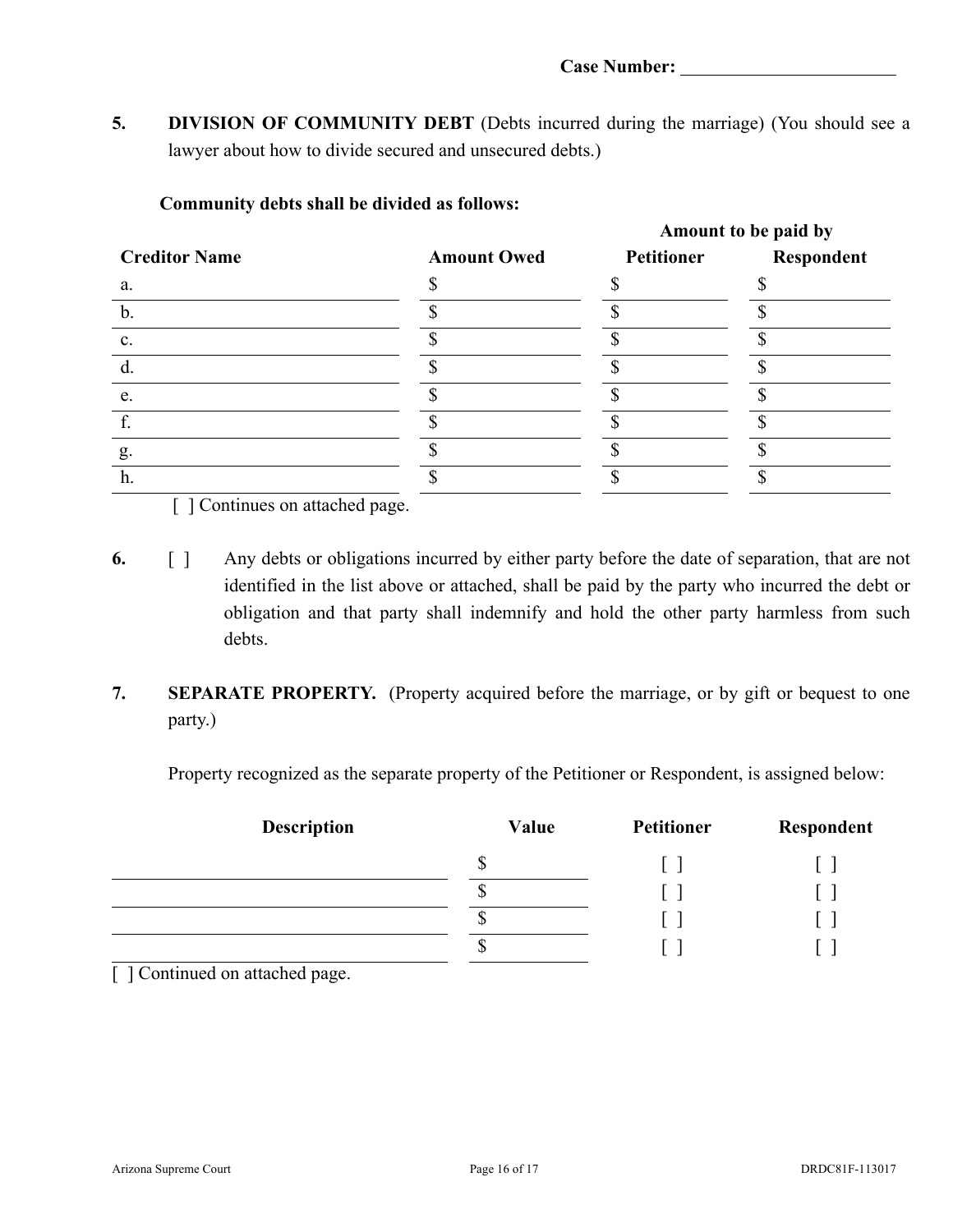**Case Number:** ______________________

**5. DIVISION OF COMMUNITY DEBT** (Debts incurred during the marriage) (You should see a lawyer about how to divide secured and unsecured debts.)

**Community debts shall be divided as follows:**

| | | **Amount to be paid by** | |
|---|---|---|---|
| **Creditor Name** | **Amount Owed** | **Petitioner** | **Respondent** |
| a. | $ | $ | $ |
| b. | $ | $ | $ |
| c. | $ | $ | $ |
| d. | $ | $ | $ |
| e. | $ | $ | $ |
| f. | $ | $ | $ |
| g. | $ | $ | $ |
| h. | $ | $ | $ |

[ ] Continues on attached page.

**6.** [ ] Any debts or obligations incurred by either party before the date of separation, that are not identified in the list above or attached, shall be paid by the party who incurred the debt or obligation and that party shall indemnify and hold the other party harmless from such debts.

**7. SEPARATE PROPERTY.** (Property acquired before the marriage, or by gift or bequest to one party.)

Property recognized as the separate property of the Petitioner or Respondent, is assigned below:

| **Description** | **Value** | **Petitioner** | **Respondent** |
|---|---|---|---|
| | $ | [ ] | [ ] |
| | $ | [ ] | [ ] |
| | $ | [ ] | [ ] |
| | $ | [ ] | [ ] |

[ ] Continued on attached page.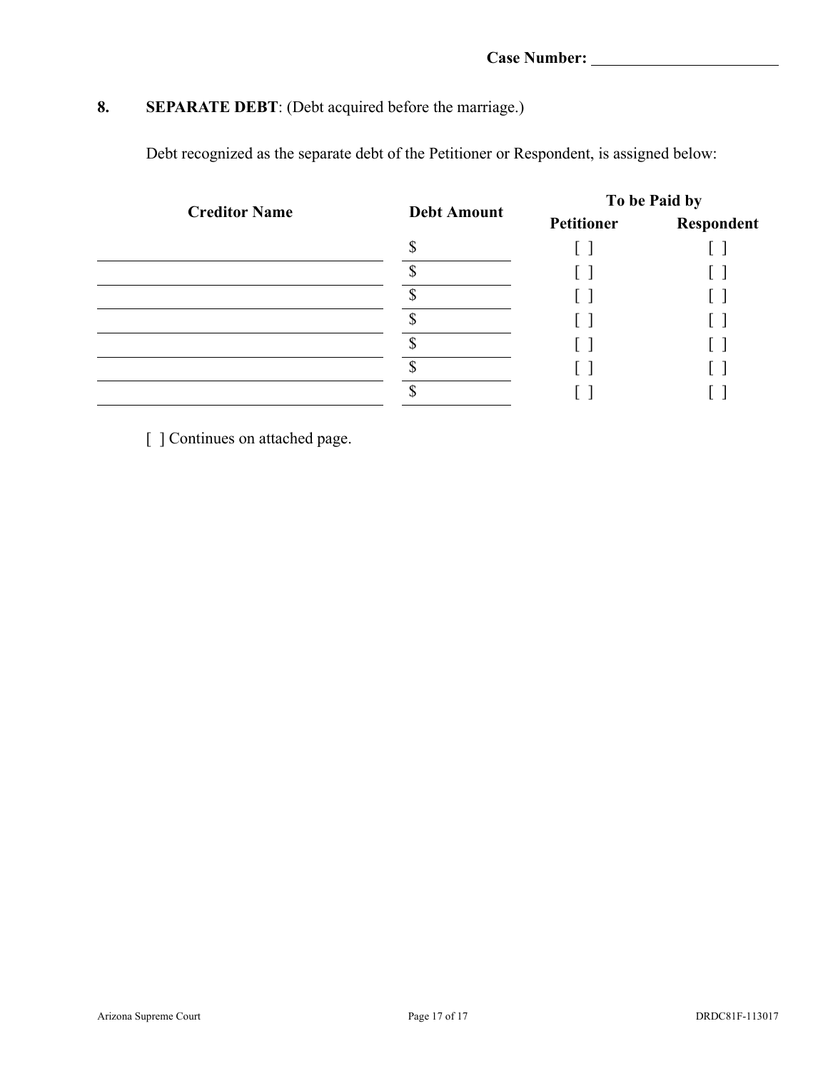Case Number: ________________________

**8. SEPARATE DEBT**: (Debt acquired before the marriage.)

Debt recognized as the separate debt of the Petitioner or Respondent, is assigned below:

| Creditor Name | Debt Amount | To be Paid by | |
|---|---|---|---|
| | | Petitioner | Respondent |
| | $ | [ ] | [ ] |
| | $ | [ ] | [ ] |
| | $ | [ ] | [ ] |
| | $ | [ ] | [ ] |
| | $ | [ ] | [ ] |
| | $ | [ ] | [ ] |
| | $ | [ ] | [ ] |

[ ] Continues on attached page.